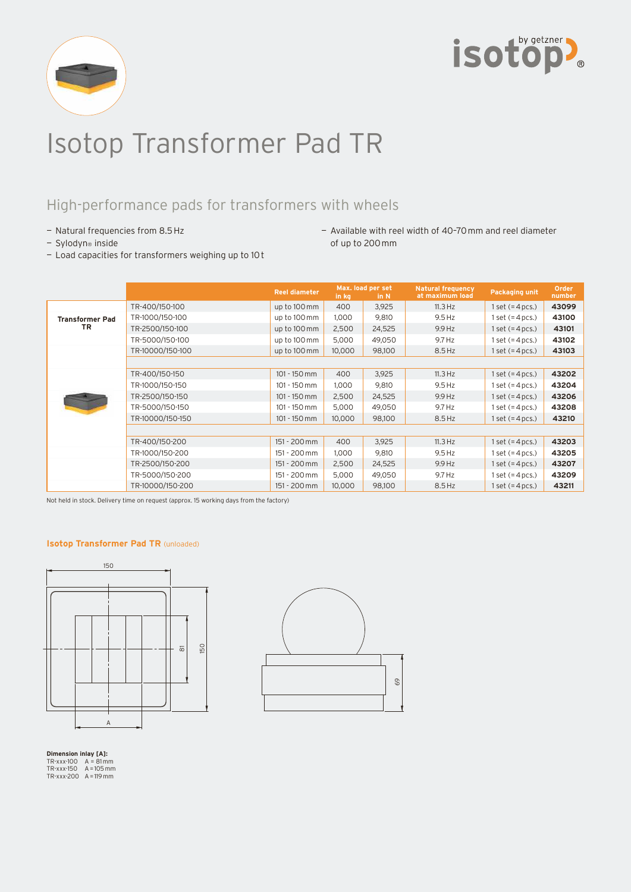# Isotop Transformer Pad TR

## High-performance pads for transformers with wheels

- Natural frequencies from 8.5 Hz
- Sylodyn® inside
- Load capacities for transformers weighing up to 10 t
- Available with reel width of 40-70 mm and reel diameter of up to 200 mm

| | | Reel diameter | Max. load per set in kg | Max. load per set in N | Natural frequency at maximum load | Packaging unit | Order number |
|---|---|---|---|---|---|---|---|
| **Transformer Pad TR** | TR-400/150-100 | up to 100 mm | 400 | 3,925 | 11.3 Hz | 1 set (= 4 pcs.) | **43099** |
| | TR-1000/150-100 | up to 100 mm | 1,000 | 9,810 | 9.5 Hz | 1 set (= 4 pcs.) | **43100** |
| | TR-2500/150-100 | up to 100 mm | 2,500 | 24,525 | 9.9 Hz | 1 set (= 4 pcs.) | **43101** |
| | TR-5000/150-100 | up to 100 mm | 5,000 | 49,050 | 9.7 Hz | 1 set (= 4 pcs.) | **43102** |
| | TR-10000/150-100 | up to 100 mm | 10,000 | 98,100 | 8.5 Hz | 1 set (= 4 pcs.) | **43103** |
| | TR-400/150-150 | 101 - 150 mm | 400 | 3,925 | 11.3 Hz | 1 set (= 4 pcs.) | **43202** |
| | TR-1000/150-150 | 101 - 150 mm | 1,000 | 9,810 | 9.5 Hz | 1 set (= 4 pcs.) | **43204** |
| | TR-2500/150-150 | 101 - 150 mm | 2,500 | 24,525 | 9.9 Hz | 1 set (= 4 pcs.) | **43206** |
| | TR-5000/150-150 | 101 - 150 mm | 5,000 | 49,050 | 9.7 Hz | 1 set (= 4 pcs.) | **43208** |
| | TR-10000/150-150 | 101 - 150 mm | 10,000 | 98,100 | 8.5 Hz | 1 set (= 4 pcs.) | **43210** |
| | TR-400/150-200 | 151 - 200 mm | 400 | 3,925 | 11.3 Hz | 1 set (= 4 pcs.) | **43203** |
| | TR-1000/150-200 | 151 - 200 mm | 1,000 | 9,810 | 9.5 Hz | 1 set (= 4 pcs.) | **43205** |
| | TR-2500/150-200 | 151 - 200 mm | 2,500 | 24,525 | 9.9 Hz | 1 set (= 4 pcs.) | **43207** |
| | TR-5000/150-200 | 151 - 200 mm | 5,000 | 49,050 | 9.7 Hz | 1 set (= 4 pcs.) | **43209** |
| | TR-10000/150-200 | 151 - 200 mm | 10,000 | 98,100 | 8.5 Hz | 1 set (= 4 pcs.) | **43211** |

Not held in stock. Delivery time on request (approx. 15 working days from the factory)

**Isotop Transformer Pad TR** (unloaded)

150

81

150

A

69

**Dimension inlay [A]:**
TR-xxx-100 A = 81 mm
TR-xxx-150 A = 105 mm
TR-xxx-200 A = 119 mm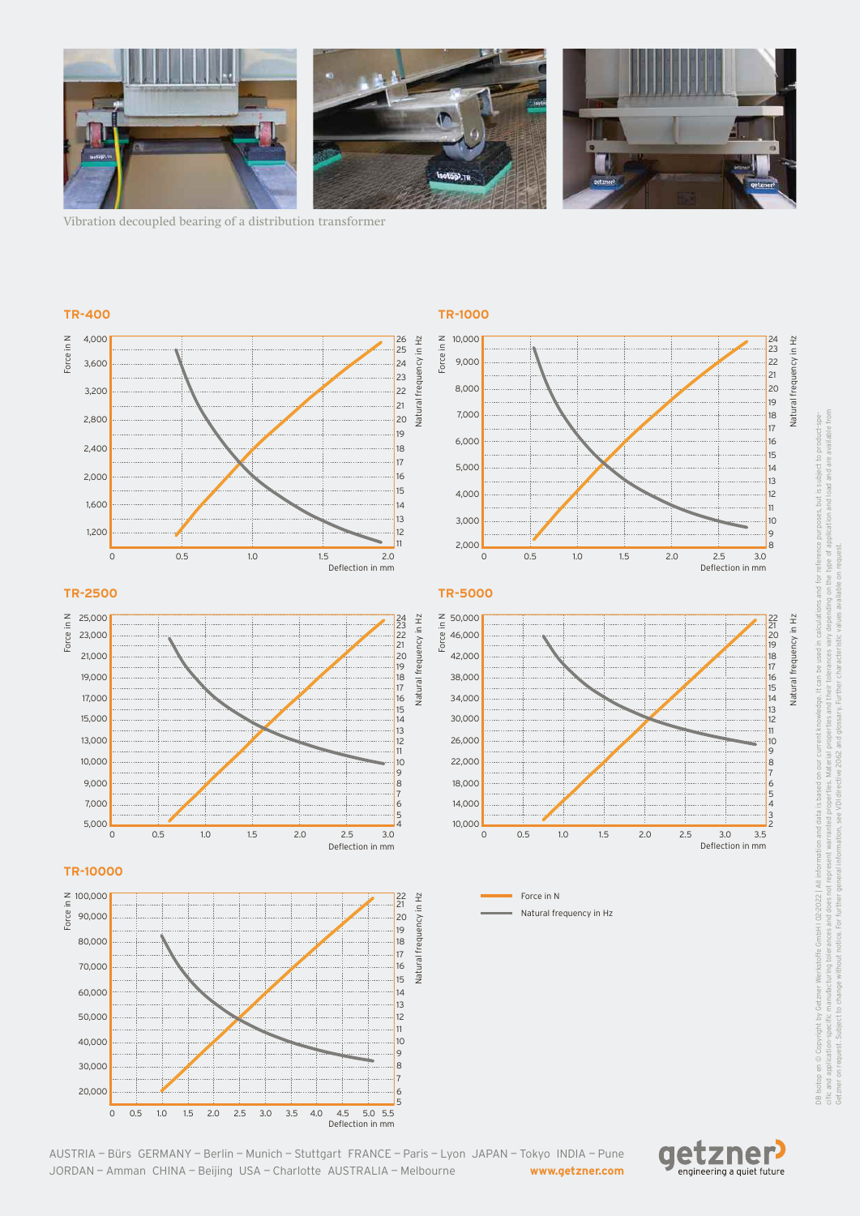Vibration decoupled bearing of a distribution transformer

## TR-400

Force in N
4,000
3,600
3,200
2,800
2,400
2,000
1,600
1,200

Natural frequency in Hz
26 25 24 23 22 21 20 19 18 17 16 15 14 13 12 11

Deflection in mm
0 0.5 1.0 1.5 2.0

## TR-1000

Force in N
10,000
9,000
8,000
7,000
6,000
5,000
4,000
3,000
2,000

Natural frequency in Hz
24 23 22 21 20 19 18 17 16 15 14 13 12 11 10 9 8

Deflection in mm
0 0.5 1.0 1.5 2.0 2.5 3.0

## TR-2500

Force in N
25,000
23,000
21,000
19,000
17,000
15,000
13,000
10,000
9,000
7,000
5,000

Natural frequency in Hz
24 23 22 21 20 19 18 17 16 15 14 13 12 11 10 9 8 7 6 5 4

Deflection in mm
0 0.5 1.0 1.5 2.0 2.5 3.0

## TR-5000

Force in N
50,000
46,000
42,000
38,000
34,000
30,000
26,000
22,000
18,000
14,000
10,000

Natural frequency in Hz
22 21 20 19 18 17 16 15 14 13 12 11 10 9 8 7 6 5 4 3 2

Deflection in mm
0 0.5 1.0 1.5 2.0 2.5 3.0 3.5

## TR-10000

Force in N
100,000
90,000
80,000
70,000
60,000
50,000
40,000
30,000
20,000

Natural frequency in Hz
22 21 20 19 18 17 16 15 14 13 12 11 10 9 8 7 6 5

Deflection in mm
0 0.5 1.0 1.5 2.0 2.5 3.0 3.5 4.0 4.5 5.0 5.5

Force in N
Natural frequency in Hz

DB Isotop en © Copyright by Getzner Werkstoffe GmbH (Q2 2022) | All information and data is based on our current knowledge. It can be used in calculations and for reference purposes, but is subject to product-specific and application-specific manufacturing tolerances and does not represent warranted properties. Material properties and their tolerances vary depending on the type of application and load and are available from Getzner on request. Subject to change without notice. For further general information, see VDI directive 2062 and glossary. Further characteristic values available on request.

AUSTRIA – Bürs GERMANY – Berlin – Munich – Stuttgart FRANCE – Paris – Lyon JAPAN – Tokyo INDIA – Pune
JORDAN – Amman CHINA – Beijing USA – Charlotte AUSTRALIA – Melbourne **www.getzner.com**

getzner engineering a quiet future